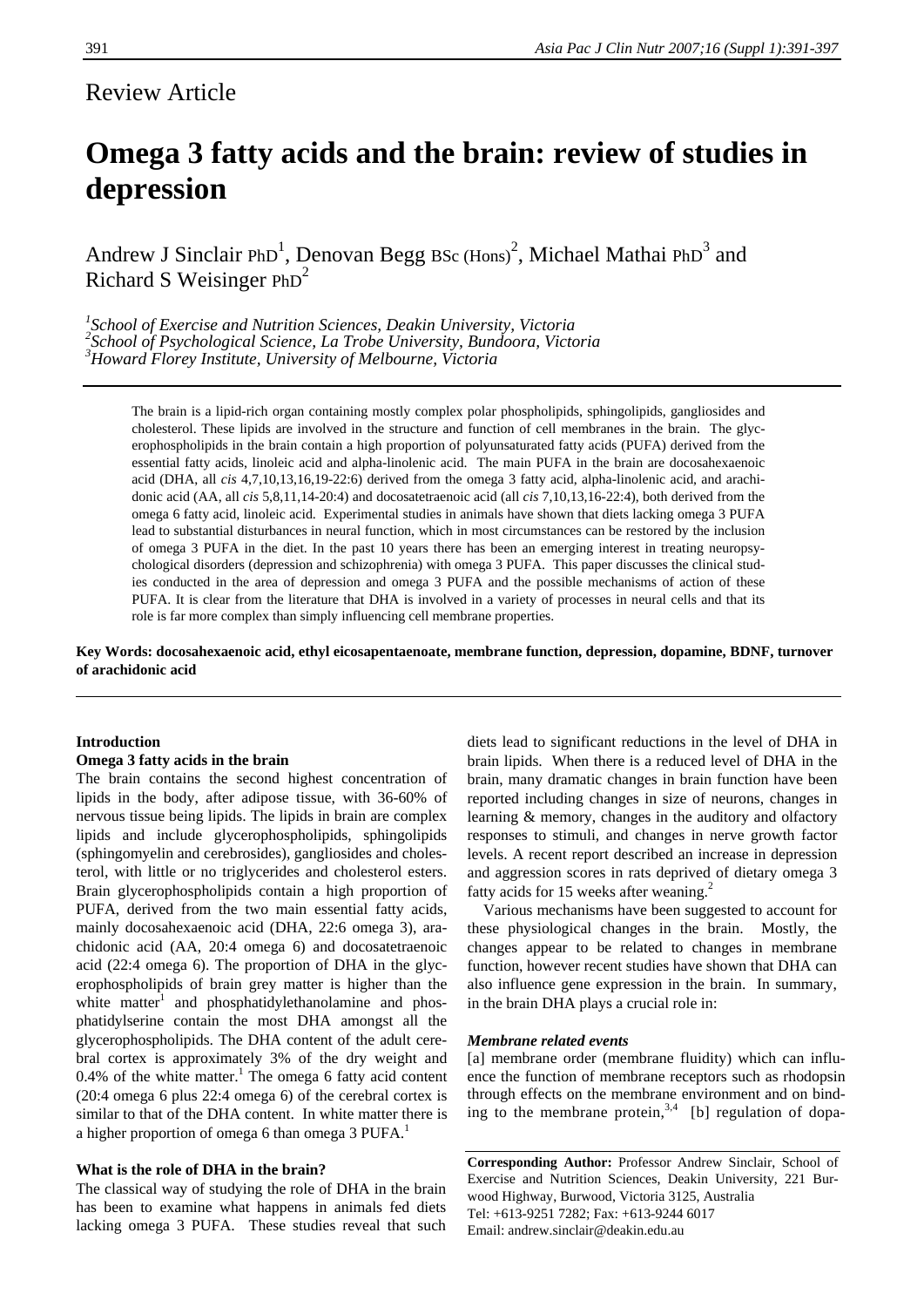Review Article

# Omega 3 fatty acids and the brain: review of studies in depression

Andrew J Sinclair PhD[1], Denovan Begg BSc (Hons)[2], Michael Mathai PhD[3] and Richard S Weisinger PhD[2]

[1]*School of Exercise and Nutrition Sciences, Deakin University, Victoria*
[2]*School of Psychological Science, La Trobe University, Bundoora, Victoria*
[3]*Howard Florey Institute, University of Melbourne, Victoria*

The brain is a lipid-rich organ containing mostly complex polar phospholipids, sphingolipids, gangliosides and cholesterol. These lipids are involved in the structure and function of cell membranes in the brain. The glycerophospholipids in the brain contain a high proportion of polyunsaturated fatty acids (PUFA) derived from the essential fatty acids, linoleic acid and alpha-linolenic acid. The main PUFA in the brain are docosahexaenoic acid (DHA, all *cis* 4,7,10,13,16,19-22:6) derived from the omega 3 fatty acid, alpha-linolenic acid, and arachidonic acid (AA, all *cis* 5,8,11,14-20:4) and docosatetraenoic acid (all *cis* 7,10,13,16-22:4), both derived from the omega 6 fatty acid, linoleic acid. Experimental studies in animals have shown that diets lacking omega 3 PUFA lead to substantial disturbances in neural function, which in most circumstances can be restored by the inclusion of omega 3 PUFA in the diet. In the past 10 years there has been an emerging interest in treating neuropsychological disorders (depression and schizophrenia) with omega 3 PUFA. This paper discusses the clinical studies conducted in the area of depression and omega 3 PUFA and the possible mechanisms of action of these PUFA. It is clear from the literature that DHA is involved in a variety of processes in neural cells and that its role is far more complex than simply influencing cell membrane properties.

**Key Words: docosahexaenoic acid, ethyl eicosapentaenoate, membrane function, depression, dopamine, BDNF, turnover of arachidonic acid**

## Introduction

### Omega 3 fatty acids in the brain

The brain contains the second highest concentration of lipids in the body, after adipose tissue, with 36-60% of nervous tissue being lipids. The lipids in brain are complex lipids and include glycerophospholipids, sphingolipids (sphingomyelin and cerebrosides), gangliosides and cholesterol, with little or no triglycerides and cholesterol esters. Brain glycerophospholipids contain a high proportion of PUFA, derived from the two main essential fatty acids, mainly docosahexaenoic acid (DHA, 22:6 omega 3), arachidonic acid (AA, 20:4 omega 6) and docosatetraenoic acid (22:4 omega 6). The proportion of DHA in the glycerophospholipids of brain grey matter is higher than the white matter[1] and phosphatidylethanolamine and phosphatidylserine contain the most DHA amongst all the glycerophospholipids. The DHA content of the adult cerebral cortex is approximately 3% of the dry weight and 0.4% of the white matter.[1] The omega 6 fatty acid content (20:4 omega 6 plus 22:4 omega 6) of the cerebral cortex is similar to that of the DHA content. In white matter there is a higher proportion of omega 6 than omega 3 PUFA.[1]

### What is the role of DHA in the brain?

The classical way of studying the role of DHA in the brain has been to examine what happens in animals fed diets lacking omega 3 PUFA. These studies reveal that such diets lead to significant reductions in the level of DHA in brain lipids. When there is a reduced level of DHA in the brain, many dramatic changes in brain function have been reported including changes in size of neurons, changes in learning & memory, changes in the auditory and olfactory responses to stimuli, and changes in nerve growth factor levels. A recent report described an increase in depression and aggression scores in rats deprived of dietary omega 3 fatty acids for 15 weeks after weaning.[2]

Various mechanisms have been suggested to account for these physiological changes in the brain. Mostly, the changes appear to be related to changes in membrane function, however recent studies have shown that DHA can also influence gene expression in the brain. In summary, in the brain DHA plays a crucial role in:

#### *Membrane related events*

[a] membrane order (membrane fluidity) which can influence the function of membrane receptors such as rhodopsin through effects on the membrane environment and on binding to the membrane protein,[3,4] [b] regulation of dopa-

**Corresponding Author:** Professor Andrew Sinclair, School of Exercise and Nutrition Sciences, Deakin University, 221 Burwood Highway, Burwood, Victoria 3125, Australia
Tel: +613-9251 7282; Fax: +613-9244 6017
Email: andrew.sinclair@deakin.edu.au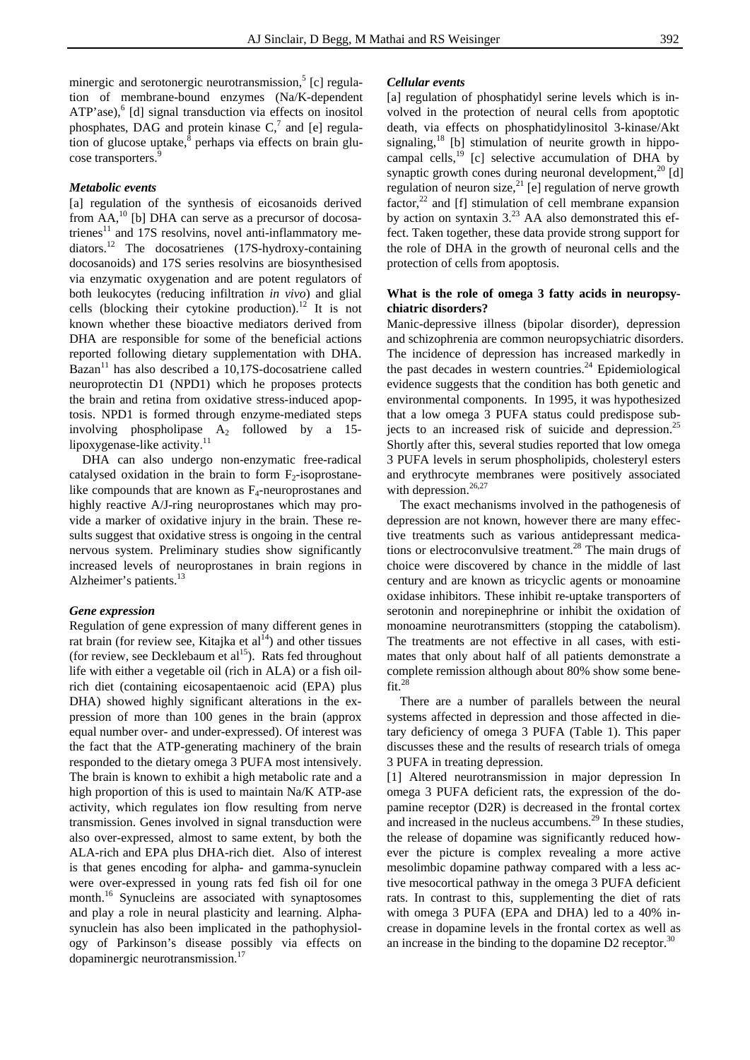minergic and serotonergic neurotransmission,[5] [c] regulation of membrane-bound enzymes (Na/K-dependent ATP'ase),[6] [d] signal transduction via effects on inositol phosphates, DAG and protein kinase C,[7] and [e] regulation of glucose uptake,[8] perhaps via effects on brain glucose transporters.[9]

### *Metabolic events*

[a] regulation of the synthesis of eicosanoids derived from AA,[10] [b] DHA can serve as a precursor of docosatrienes[11] and 17S resolvins, novel anti-inflammatory mediators.[12] The docosatrienes (17S-hydroxy-containing docosanoids) and 17S series resolvins are biosynthesised via enzymatic oxygenation and are potent regulators of both leukocytes (reducing infiltration *in vivo*) and glial cells (blocking their cytokine production).[12] It is not known whether these bioactive mediators derived from DHA are responsible for some of the beneficial actions reported following dietary supplementation with DHA. Bazan[11] has also described a 10,17S-docosatriene called neuroprotectin D1 (NPD1) which he proposes protects the brain and retina from oxidative stress-induced apoptosis. NPD1 is formed through enzyme-mediated steps involving phospholipase $A_2$ followed by a 15-lipoxygenase-like activity.[11]

DHA can also undergo non-enzymatic free-radical catalysed oxidation in the brain to form $F_2$-isoprostane-like compounds that are known as $F_4$-neuroprostanes and highly reactive A/J-ring neuroprostanes which may provide a marker of oxidative injury in the brain. These results suggest that oxidative stress is ongoing in the central nervous system. Preliminary studies show significantly increased levels of neuroprostanes in brain regions in Alzheimer's patients.[13]

### *Gene expression*

Regulation of gene expression of many different genes in rat brain (for review see, Kitajka et al[14]) and other tissues (for review, see Decklebaum et al[15]). Rats fed throughout life with either a vegetable oil (rich in ALA) or a fish oil-rich diet (containing eicosapentaenoic acid (EPA) plus DHA) showed highly significant alterations in the expression of more than 100 genes in the brain (approx equal number over- and under-expressed). Of interest was the fact that the ATP-generating machinery of the brain responded to the dietary omega 3 PUFA most intensively. The brain is known to exhibit a high metabolic rate and a high proportion of this is used to maintain Na/K ATP-ase activity, which regulates ion flow resulting from nerve transmission. Genes involved in signal transduction were also over-expressed, almost to same extent, by both the ALA-rich and EPA plus DHA-rich diet. Also of interest is that genes encoding for alpha- and gamma-synuclein were over-expressed in young rats fed fish oil for one month.[16] Synucleins are associated with synaptosomes and play a role in neural plasticity and learning. Alpha-synuclein has also been implicated in the pathophysiology of Parkinson's disease possibly via effects on dopaminergic neurotransmission.[17]

### *Cellular events*

[a] regulation of phosphatidyl serine levels which is involved in the protection of neural cells from apoptotic death, via effects on phosphatidylinositol 3-kinase/Akt signaling,[18] [b] stimulation of neurite growth in hippocampal cells,[19] [c] selective accumulation of DHA by synaptic growth cones during neuronal development,[20] [d] regulation of neuron size,[21] [e] regulation of nerve growth factor,[22] and [f] stimulation of cell membrane expansion by action on syntaxin 3.[23] AA also demonstrated this effect. Taken together, these data provide strong support for the role of DHA in the growth of neuronal cells and the protection of cells from apoptosis.

## What is the role of omega 3 fatty acids in neuropsychiatric disorders?

Manic-depressive illness (bipolar disorder), depression and schizophrenia are common neuropsychiatric disorders. The incidence of depression has increased markedly in the past decades in western countries.[24] Epidemiological evidence suggests that the condition has both genetic and environmental components. In 1995, it was hypothesized that a low omega 3 PUFA status could predispose subjects to an increased risk of suicide and depression.[25] Shortly after this, several studies reported that low omega 3 PUFA levels in serum phospholipids, cholesteryl esters and erythrocyte membranes were positively associated with depression.[26,27]

The exact mechanisms involved in the pathogenesis of depression are not known, however there are many effective treatments such as various antidepressant medications or electroconvulsive treatment.[28] The main drugs of choice were discovered by chance in the middle of last century and are known as tricyclic agents or monoamine oxidase inhibitors. These inhibit re-uptake transporters of serotonin and norepinephrine or inhibit the oxidation of monoamine neurotransmitters (stopping the catabolism). The treatments are not effective in all cases, with estimates that only about half of all patients demonstrate a complete remission although about 80% show some benefit.[28]

There are a number of parallels between the neural systems affected in depression and those affected in dietary deficiency of omega 3 PUFA (Table 1). This paper discusses these and the results of research trials of omega 3 PUFA in treating depression.

[1] Altered neurotransmission in major depression In omega 3 PUFA deficient rats, the expression of the dopamine receptor (D2R) is decreased in the frontal cortex and increased in the nucleus accumbens.[29] In these studies, the release of dopamine was significantly reduced however the picture is complex revealing a more active mesolimbic dopamine pathway compared with a less active mesocortical pathway in the omega 3 PUFA deficient rats. In contrast to this, supplementing the diet of rats with omega 3 PUFA (EPA and DHA) led to a 40% increase in dopamine levels in the frontal cortex as well as an increase in the binding to the dopamine D2 receptor.[30]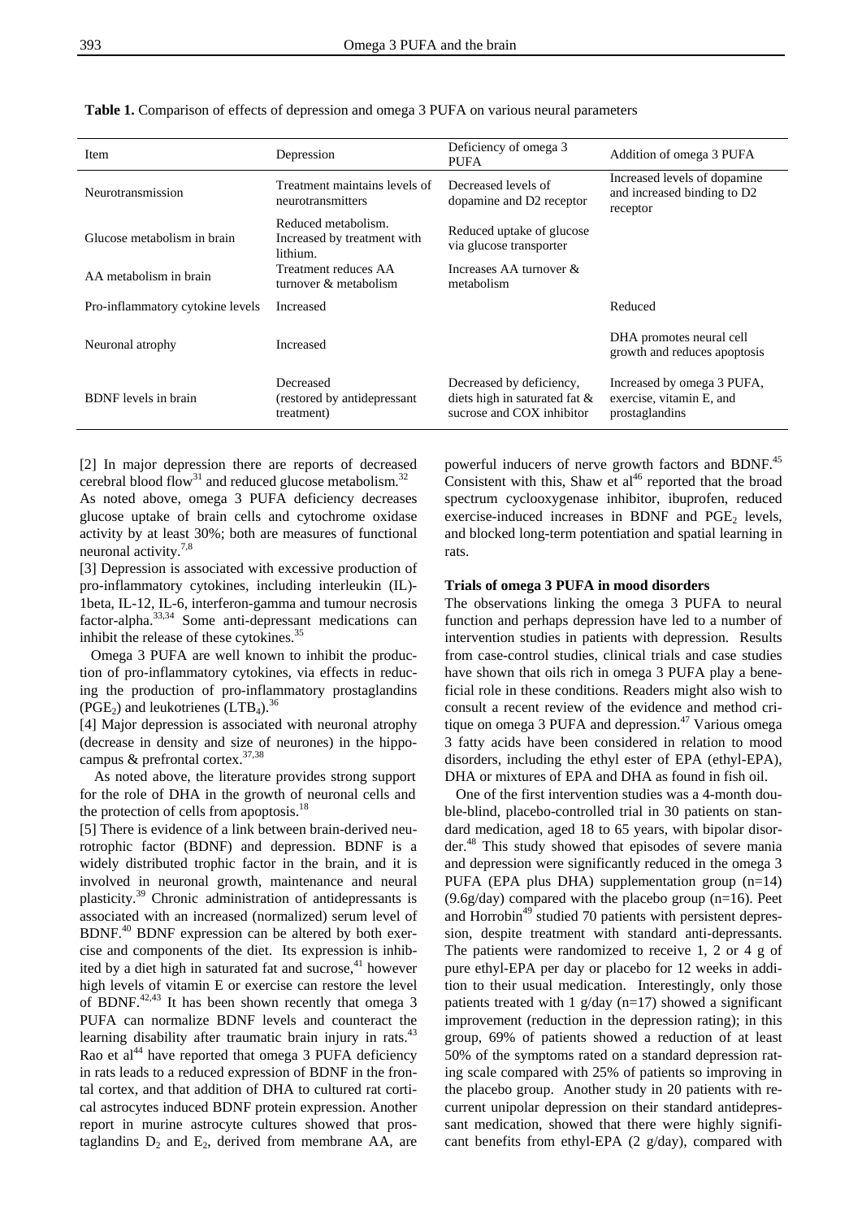**Table 1.** Comparison of effects of depression and omega 3 PUFA on various neural parameters

| Item | Depression | Deficiency of omega 3 PUFA | Addition of omega 3 PUFA |
|---|---|---|---|
| Neurotransmission | Treatment maintains levels of neurotransmitters | Decreased levels of dopamine and D2 receptor | Increased levels of dopamine and increased binding to D2 receptor |
| Glucose metabolism in brain | Reduced metabolism. Increased by treatment with lithium. | Reduced uptake of glucose via glucose transporter | |
| AA metabolism in brain | Treatment reduces AA turnover & metabolism | Increases AA turnover & metabolism | |
| Pro-inflammatory cytokine levels | Increased | | Reduced |
| Neuronal atrophy | Increased | | DHA promotes neural cell growth and reduces apoptosis |
| BDNF levels in brain | Decreased (restored by antidepressant treatment) | Decreased by deficiency, diets high in saturated fat & sucrose and COX inhibitor | Increased by omega 3 PUFA, exercise, vitamin E, and prostaglandins |

[2] In major depression there are reports of decreased cerebral blood flow[31] and reduced glucose metabolism.[32] As noted above, omega 3 PUFA deficiency decreases glucose uptake of brain cells and cytochrome oxidase activity by at least 30%; both are measures of functional neuronal activity.[7,8]

[3] Depression is associated with excessive production of pro-inflammatory cytokines, including interleukin (IL)-1beta, IL-12, IL-6, interferon-gamma and tumour necrosis factor-alpha.[33,34] Some anti-depressant medications can inhibit the release of these cytokines.[35]

Omega 3 PUFA are well known to inhibit the production of pro-inflammatory cytokines, via effects in reducing the production of pro-inflammatory prostaglandins ($PGE_2$) and leukotrienes ($LTB_4$).[36]

[4] Major depression is associated with neuronal atrophy (decrease in density and size of neurones) in the hippocampus & prefrontal cortex.[37,38]

As noted above, the literature provides strong support for the role of DHA in the growth of neuronal cells and the protection of cells from apoptosis.[18]

[5] There is evidence of a link between brain-derived neurotrophic factor (BDNF) and depression. BDNF is a widely distributed trophic factor in the brain, and it is involved in neuronal growth, maintenance and neural plasticity.[39] Chronic administration of antidepressants is associated with an increased (normalized) serum level of BDNF.[40] BDNF expression can be altered by both exercise and components of the diet. Its expression is inhibited by a diet high in saturated fat and sucrose,[41] however high levels of vitamin E or exercise can restore the level of BDNF.[42,43] It has been shown recently that omega 3 PUFA can normalize BDNF levels and counteract the learning disability after traumatic brain injury in rats.[43] Rao et al[44] have reported that omega 3 PUFA deficiency in rats leads to a reduced expression of BDNF in the frontal cortex, and that addition of DHA to cultured rat cortical astrocytes induced BDNF protein expression. Another report in murine astrocyte cultures showed that prostaglandins $D_2$ and $E_2$, derived from membrane AA, are powerful inducers of nerve growth factors and BDNF.[45] Consistent with this, Shaw et al[46] reported that the broad spectrum cyclooxygenase inhibitor, ibuprofen, reduced exercise-induced increases in BDNF and $PGE_2$ levels, and blocked long-term potentiation and spatial learning in rats.

#### Trials of omega 3 PUFA in mood disorders

The observations linking the omega 3 PUFA to neural function and perhaps depression have led to a number of intervention studies in patients with depression. Results from case-control studies, clinical trials and case studies have shown that oils rich in omega 3 PUFA play a beneficial role in these conditions. Readers might also wish to consult a recent review of the evidence and method critique on omega 3 PUFA and depression.[47] Various omega 3 fatty acids have been considered in relation to mood disorders, including the ethyl ester of EPA (ethyl-EPA), DHA or mixtures of EPA and DHA as found in fish oil.

One of the first intervention studies was a 4-month double-blind, placebo-controlled trial in 30 patients on standard medication, aged 18 to 65 years, with bipolar disorder.[48] This study showed that episodes of severe mania and depression were significantly reduced in the omega 3 PUFA (EPA plus DHA) supplementation group (n=14) (9.6g/day) compared with the placebo group (n=16). Peet and Horrobin[49] studied 70 patients with persistent depression, despite treatment with standard anti-depressants. The patients were randomized to receive 1, 2 or 4 g of pure ethyl-EPA per day or placebo for 12 weeks in addition to their usual medication. Interestingly, only those patients treated with 1 g/day (n=17) showed a significant improvement (reduction in the depression rating); in this group, 69% of patients showed a reduction of at least 50% of the symptoms rated on a standard depression rating scale compared with 25% of patients so improving in the placebo group. Another study in 20 patients with recurrent unipolar depression on their standard antidepressant medication, showed that there were highly significant benefits from ethyl-EPA (2 g/day), compared with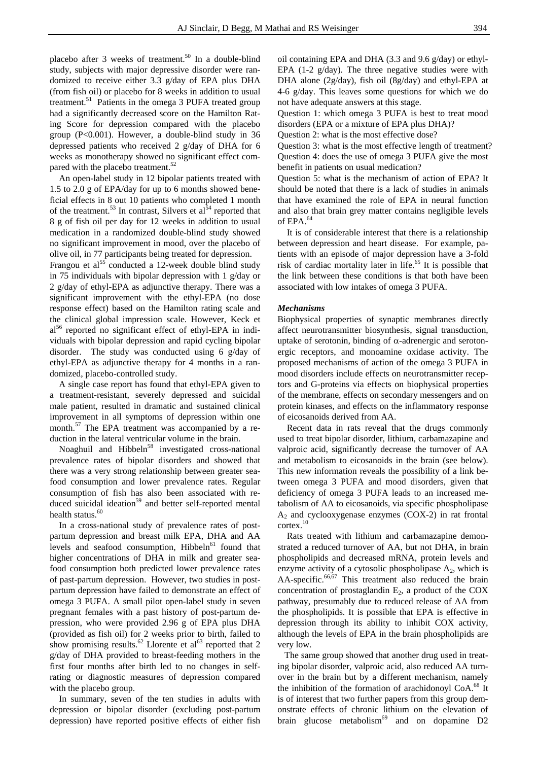placebo after 3 weeks of treatment.[50] In a double-blind study, subjects with major depressive disorder were randomized to receive either 3.3 g/day of EPA plus DHA (from fish oil) or placebo for 8 weeks in addition to usual treatment.[51] Patients in the omega 3 PUFA treated group had a significantly decreased score on the Hamilton Rating Score for depression compared with the placebo group ($P<0.001$). However, a double-blind study in 36 depressed patients who received 2 g/day of DHA for 6 weeks as monotherapy showed no significant effect compared with the placebo treatment.[52]

An open-label study in 12 bipolar patients treated with 1.5 to 2.0 g of EPA/day for up to 6 months showed beneficial effects in 8 out 10 patients who completed 1 month of the treatment.[53] In contrast, Silvers et al[54] reported that 8 g of fish oil per day for 12 weeks in addition to usual medication in a randomized double-blind study showed no significant improvement in mood, over the placebo of olive oil, in 77 participants being treated for depression.

Frangou et al[55] conducted a 12-week double blind study in 75 individuals with bipolar depression with 1 g/day or 2 g/day of ethyl-EPA as adjunctive therapy. There was a significant improvement with the ethyl-EPA (no dose response effect) based on the Hamilton rating scale and the clinical global impression scale. However, Keck et al[56] reported no significant effect of ethyl-EPA in individuals with bipolar depression and rapid cycling bipolar disorder. The study was conducted using 6 g/day of ethyl-EPA as adjunctive therapy for 4 months in a randomized, placebo-controlled study.

A single case report has found that ethyl-EPA given to a treatment-resistant, severely depressed and suicidal male patient, resulted in dramatic and sustained clinical improvement in all symptoms of depression within one month.[57] The EPA treatment was accompanied by a reduction in the lateral ventricular volume in the brain.

Noaghuil and Hibbeln[58] investigated cross-national prevalence rates of bipolar disorders and showed that there was a very strong relationship between greater seafood consumption and lower prevalence rates. Regular consumption of fish has also been associated with reduced suicidal ideation[59] and better self-reported mental health status.[60]

In a cross-national study of prevalence rates of postpartum depression and breast milk EPA, DHA and AA levels and seafood consumption, Hibbeln[61] found that higher concentrations of DHA in milk and greater seafood consumption both predicted lower prevalence rates of past-partum depression. However, two studies in postpartum depression have failed to demonstrate an effect of omega 3 PUFA. A small pilot open-label study in seven pregnant females with a past history of post-partum depression, who were provided 2.96 g of EPA plus DHA (provided as fish oil) for 2 weeks prior to birth, failed to show promising results.[62] Llorente et al[63] reported that 2 g/day of DHA provided to breast-feeding mothers in the first four months after birth led to no changes in self-rating or diagnostic measures of depression compared with the placebo group.

In summary, seven of the ten studies in adults with depression or bipolar disorder (excluding post-partum depression) have reported positive effects of either fish oil containing EPA and DHA (3.3 and 9.6 g/day) or ethyl-EPA (1-2 g/day). The three negative studies were with DHA alone (2g/day), fish oil (8g/day) and ethyl-EPA at 4-6 g/day. This leaves some questions for which we do not have adequate answers at this stage.

Question 1: which omega 3 PUFA is best to treat mood disorders (EPA or a mixture of EPA plus DHA)?

Question 2: what is the most effective dose?

Question 3: what is the most effective length of treatment?

Question 4: does the use of omega 3 PUFA give the most benefit in patients on usual medication?

Question 5: what is the mechanism of action of EPA? It should be noted that there is a lack of studies in animals that have examined the role of EPA in neural function and also that brain grey matter contains negligible levels of EPA.[64]

It is of considerable interest that there is a relationship between depression and heart disease. For example, patients with an episode of major depression have a 3-fold risk of cardiac mortality later in life.[65] It is possible that the link between these conditions is that both have been associated with low intakes of omega 3 PUFA.

### *Mechanisms*

Biophysical properties of synaptic membranes directly affect neurotransmitter biosynthesis, signal transduction, uptake of serotonin, binding of $\alpha$-adrenergic and serotonergic receptors, and monoamine oxidase activity. The proposed mechanisms of action of the omega 3 PUFA in mood disorders include effects on neurotransmitter receptors and G-proteins via effects on biophysical properties of the membrane, effects on secondary messengers and on protein kinases, and effects on the inflammatory response of eicosanoids derived from AA.

Recent data in rats reveal that the drugs commonly used to treat bipolar disorder, lithium, carbamazepine and valproic acid, significantly decrease the turnover of AA and metabolism to eicosanoids in the brain (see below). This new information reveals the possibility of a link between omega 3 PUFA and mood disorders, given that deficiency of omega 3 PUFA leads to an increased metabolism of AA to eicosanoids, via specific phospholipase $A_2$ and cyclooxygenase enzymes (COX-2) in rat frontal cortex.[10]

Rats treated with lithium and carbamazepine demonstrated a reduced turnover of AA, but not DHA, in brain phospholipids and decreased mRNA, protein levels and enzyme activity of a cytosolic phospholipase $A_2$, which is AA-specific.[66,67] This treatment also reduced the brain concentration of prostaglandin $E_2$, a product of the COX pathway, presumably due to reduced release of AA from the phospholipids. It is possible that EPA is effective in depression through its ability to inhibit COX activity, although the levels of EPA in the brain phospholipids are very low.

The same group showed that another drug used in treating bipolar disorder, valproic acid, also reduced AA turnover in the brain but by a different mechanism, namely the inhibition of the formation of arachidonoyl CoA.[68] It is of interest that two further papers from this group demonstrate effects of chronic lithium on the elevation of brain glucose metabolism[69] and on dopamine D2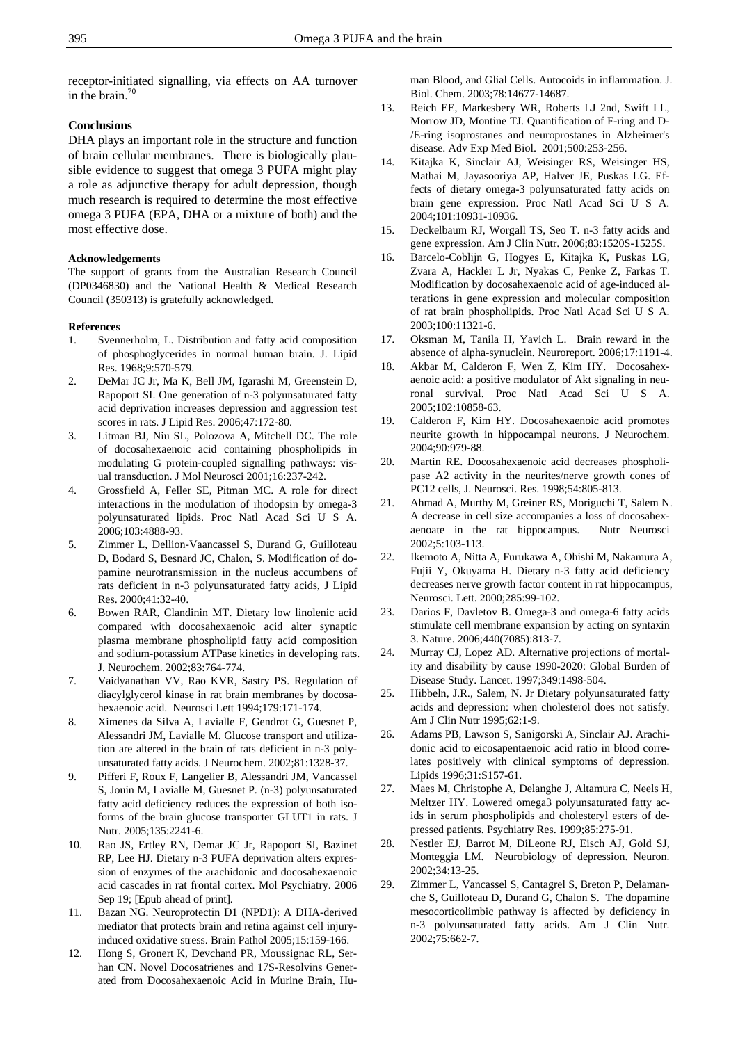receptor-initiated signalling, via effects on AA turnover in the brain.[70]

## Conclusions

DHA plays an important role in the structure and function of brain cellular membranes. There is biologically plausible evidence to suggest that omega 3 PUFA might play a role as adjunctive therapy for adult depression, though much research is required to determine the most effective omega 3 PUFA (EPA, DHA or a mixture of both) and the most effective dose.

#### Acknowledgements

The support of grants from the Australian Research Council (DP0346830) and the National Health & Medical Research Council (350313) is gratefully acknowledged.

#### References

1. Svennerholm, L. Distribution and fatty acid composition of phosphoglycerides in normal human brain. J. Lipid Res. 1968;9:570-579.
2. DeMar JC Jr, Ma K, Bell JM, Igarashi M, Greenstein D, Rapoport SI. One generation of n-3 polyunsaturated fatty acid deprivation increases depression and aggression test scores in rats. J Lipid Res. 2006;47:172-80.
3. Litman BJ, Niu SL, Polozova A, Mitchell DC. The role of docosahexaenoic acid containing phospholipids in modulating G protein-coupled signalling pathways: visual transduction. J Mol Neurosci 2001;16:237-242.
4. Grossfield A, Feller SE, Pitman MC. A role for direct interactions in the modulation of rhodopsin by omega-3 polyunsaturated lipids. Proc Natl Acad Sci U S A. 2006;103:4888-93.
5. Zimmer L, Dellion-Vaancassel S, Durand G, Guilloteau D, Bodard S, Besnard JC, Chalon, S. Modification of dopamine neurotransmission in the nucleus accumbens of rats deficient in n-3 polyunsaturated fatty acids, J Lipid Res. 2000;41:32-40.
6. Bowen RAR, Clandinin MT. Dietary low linolenic acid compared with docosahexaenoic acid alter synaptic plasma membrane phospholipid fatty acid composition and sodium-potassium ATPase kinetics in developing rats. J. Neurochem. 2002;83:764-774.
7. Vaidyanathan VV, Rao KVR, Sastry PS. Regulation of diacylglycerol kinase in rat brain membranes by docosahexaenoic acid. Neurosci Lett 1994;179:171-174.
8. Ximenes da Silva A, Lavialle F, Gendrot G, Guesnet P, Alessandri JM, Lavialle M. Glucose transport and utilization are altered in the brain of rats deficient in n-3 polyunsaturated fatty acids. J Neurochem. 2002;81:1328-37.
9. Pifferi F, Roux F, Langelier B, Alessandri JM, Vancassel S, Jouin M, Lavialle M, Guesnet P. (n-3) polyunsaturated fatty acid deficiency reduces the expression of both isoforms of the brain glucose transporter GLUT1 in rats. J Nutr. 2005;135:2241-6.
10. Rao JS, Ertley RN, Demar JC Jr, Rapoport SI, Bazinet RP, Lee HJ. Dietary n-3 PUFA deprivation alters expression of enzymes of the arachidonic and docosahexaenoic acid cascades in rat frontal cortex. Mol Psychiatry. 2006 Sep 19; [Epub ahead of print].
11. Bazan NG. Neuroprotectin D1 (NPD1): A DHA-derived mediator that protects brain and retina against cell injury-induced oxidative stress. Brain Pathol 2005;15:159-166.
12. Hong S, Gronert K, Devchand PR, Moussignac RL, Serhan CN. Novel Docosatrienes and 17S-Resolvins Generated from Docosahexaenoic Acid in Murine Brain, Human Blood, and Glial Cells. Autocoids in inflammation. J. Biol. Chem. 2003;78:14677-14687.
13. Reich EE, Markesbery WR, Roberts LJ 2nd, Swift LL, Morrow JD, Montine TJ. Quantification of F-ring and D-/E-ring isoprostanes and neuroprostanes in Alzheimer's disease. Adv Exp Med Biol. 2001;500:253-256.
14. Kitajka K, Sinclair AJ, Weisinger RS, Weisinger HS, Mathai M, Jayasooriya AP, Halver JE, Puskas LG. Effects of dietary omega-3 polyunsaturated fatty acids on brain gene expression. Proc Natl Acad Sci U S A. 2004;101:10931-10936.
15. Deckelbaum RJ, Worgall TS, Seo T. n-3 fatty acids and gene expression. Am J Clin Nutr. 2006;83:1520S-1525S.
16. Barcelo-Coblijn G, Hogyes E, Kitajka K, Puskas LG, Zvara A, Hackler L Jr, Nyakas C, Penke Z, Farkas T. Modification by docosahexaenoic acid of age-induced alterations in gene expression and molecular composition of rat brain phospholipids. Proc Natl Acad Sci U S A. 2003;100:11321-6.
17. Oksman M, Tanila H, Yavich L. Brain reward in the absence of alpha-synuclein. Neuroreport. 2006;17:1191-4.
18. Akbar M, Calderon F, Wen Z, Kim HY. Docosahexaenoic acid: a positive modulator of Akt signaling in neuronal survival. Proc Natl Acad Sci U S A. 2005;102:10858-63.
19. Calderon F, Kim HY. Docosahexaenoic acid promotes neurite growth in hippocampal neurons. J Neurochem. 2004;90:979-88.
20. Martin RE. Docosahexaenoic acid decreases phospholipase A2 activity in the neurites/nerve growth cones of PC12 cells, J. Neurosci. Res. 1998;54:805-813.
21. Ahmad A, Murthy M, Greiner RS, Moriguchi T, Salem N. A decrease in cell size accompanies a loss of docosahexaenoate in the rat hippocampus. Nutr Neurosci 2002;5:103-113.
22. Ikemoto A, Nitta A, Furukawa A, Ohishi M, Nakamura A, Fujii Y, Okuyama H. Dietary n-3 fatty acid deficiency decreases nerve growth factor content in rat hippocampus, Neurosci. Lett. 2000;285:99-102.
23. Darios F, Davletov B. Omega-3 and omega-6 fatty acids stimulate cell membrane expansion by acting on syntaxin 3. Nature. 2006;440(7085):813-7.
24. Murray CJ, Lopez AD. Alternative projections of mortality and disability by cause 1990-2020: Global Burden of Disease Study. Lancet. 1997;349:1498-504.
25. Hibbeln, J.R., Salem, N. Jr Dietary polyunsaturated fatty acids and depression: when cholesterol does not satisfy. Am J Clin Nutr 1995;62:1-9.
26. Adams PB, Lawson S, Sanigorski A, Sinclair AJ. Arachidonic acid to eicosapentaenoic acid ratio in blood correlates positively with clinical symptoms of depression. Lipids 1996;31:S157-61.
27. Maes M, Christophe A, Delanghe J, Altamura C, Neels H, Meltzer HY. Lowered omega3 polyunsaturated fatty acids in serum phospholipids and cholesteryl esters of depressed patients. Psychiatry Res. 1999;85:275-91.
28. Nestler EJ, Barrot M, DiLeone RJ, Eisch AJ, Gold SJ, Monteggia LM. Neurobiology of depression. Neuron. 2002;34:13-25.
29. Zimmer L, Vancassel S, Cantagrel S, Breton P, Delamanche S, Guilloteau D, Durand G, Chalon S. The dopamine mesocorticolimbic pathway is affected by deficiency in n-3 polyunsaturated fatty acids. Am J Clin Nutr. 2002;75:662-7.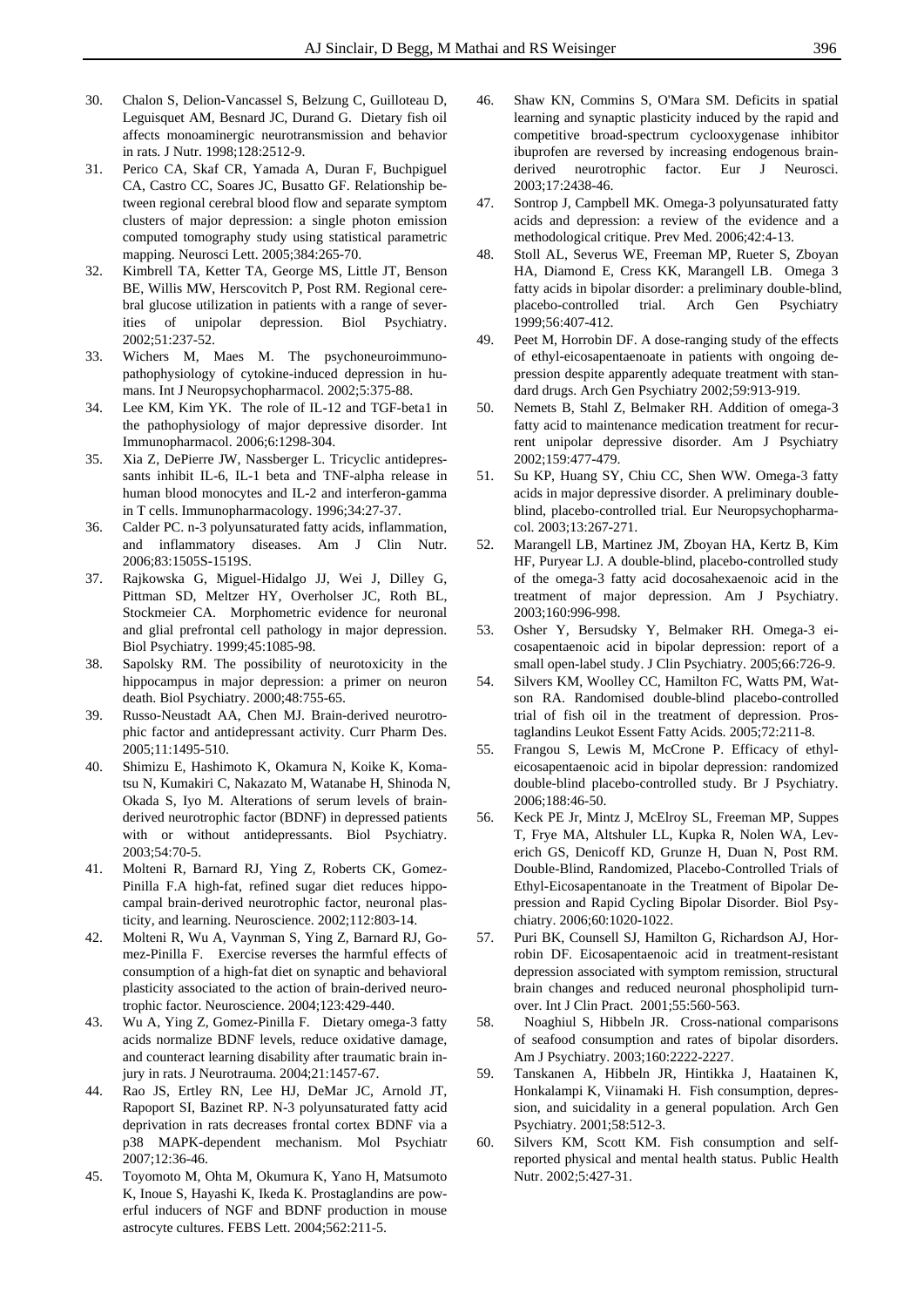30. Chalon S, Delion-Vancassel S, Belzung C, Guilloteau D, Leguisquet AM, Besnard JC, Durand G. Dietary fish oil affects monoaminergic neurotransmission and behavior in rats. J Nutr. 1998;128:2512-9.
31. Perico CA, Skaf CR, Yamada A, Duran F, Buchpiguel CA, Castro CC, Soares JC, Busatto GF. Relationship between regional cerebral blood flow and separate symptom clusters of major depression: a single photon emission computed tomography study using statistical parametric mapping. Neurosci Lett. 2005;384:265-70.
32. Kimbrell TA, Ketter TA, George MS, Little JT, Benson BE, Willis MW, Herscovitch P, Post RM. Regional cerebral glucose utilization in patients with a range of severities of unipolar depression. Biol Psychiatry. 2002;51:237-52.
33. Wichers M, Maes M. The psychoneuroimmunopathophysiology of cytokine-induced depression in humans. Int J Neuropsychopharmacol. 2002;5:375-88.
34. Lee KM, Kim YK. The role of IL-12 and TGF-beta1 in the pathophysiology of major depressive disorder. Int Immunopharmacol. 2006;6:1298-304.
35. Xia Z, DePierre JW, Nassberger L. Tricyclic antidepressants inhibit IL-6, IL-1 beta and TNF-alpha release in human blood monocytes and IL-2 and interferon-gamma in T cells. Immunopharmacology. 1996;34:27-37.
36. Calder PC. n-3 polyunsaturated fatty acids, inflammation, and inflammatory diseases. Am J Clin Nutr. 2006;83:1505S-1519S.
37. Rajkowska G, Miguel-Hidalgo JJ, Wei J, Dilley G, Pittman SD, Meltzer HY, Overholser JC, Roth BL, Stockmeier CA. Morphometric evidence for neuronal and glial prefrontal cell pathology in major depression. Biol Psychiatry. 1999;45:1085-98.
38. Sapolsky RM. The possibility of neurotoxicity in the hippocampus in major depression: a primer on neuron death. Biol Psychiatry. 2000;48:755-65.
39. Russo-Neustadt AA, Chen MJ. Brain-derived neurotrophic factor and antidepressant activity. Curr Pharm Des. 2005;11:1495-510.
40. Shimizu E, Hashimoto K, Okamura N, Koike K, Komatsu N, Kumakiri C, Nakazato M, Watanabe H, Shinoda N, Okada S, Iyo M. Alterations of serum levels of brain-derived neurotrophic factor (BDNF) in depressed patients with or without antidepressants. Biol Psychiatry. 2003;54:70-5.
41. Molteni R, Barnard RJ, Ying Z, Roberts CK, Gomez-Pinilla F.A high-fat, refined sugar diet reduces hippocampal brain-derived neurotrophic factor, neuronal plasticity, and learning. Neuroscience. 2002;112:803-14.
42. Molteni R, Wu A, Vaynman S, Ying Z, Barnard RJ, Gomez-Pinilla F. Exercise reverses the harmful effects of consumption of a high-fat diet on synaptic and behavioral plasticity associated to the action of brain-derived neurotrophic factor. Neuroscience. 2004;123:429-440.
43. Wu A, Ying Z, Gomez-Pinilla F. Dietary omega-3 fatty acids normalize BDNF levels, reduce oxidative damage, and counteract learning disability after traumatic brain injury in rats. J Neurotrauma. 2004;21:1457-67.
44. Rao JS, Ertley RN, Lee HJ, DeMar JC, Arnold JT, Rapoport SI, Bazinet RP. N-3 polyunsaturated fatty acid deprivation in rats decreases frontal cortex BDNF via a p38 MAPK-dependent mechanism. Mol Psychiatr 2007;12:36-46.
45. Toyomoto M, Ohta M, Okumura K, Yano H, Matsumoto K, Inoue S, Hayashi K, Ikeda K. Prostaglandins are powerful inducers of NGF and BDNF production in mouse astrocyte cultures. FEBS Lett. 2004;562:211-5.
46. Shaw KN, Commins S, O'Mara SM. Deficits in spatial learning and synaptic plasticity induced by the rapid and competitive broad-spectrum cyclooxygenase inhibitor ibuprofen are reversed by increasing endogenous brain-derived neurotrophic factor. Eur J Neurosci. 2003;17:2438-46.
47. Sontrop J, Campbell MK. Omega-3 polyunsaturated fatty acids and depression: a review of the evidence and a methodological critique. Prev Med. 2006;42:4-13.
48. Stoll AL, Severus WE, Freeman MP, Rueter S, Zboyan HA, Diamond E, Cress KK, Marangell LB. Omega 3 fatty acids in bipolar disorder: a preliminary double-blind, placebo-controlled trial. Arch Gen Psychiatry 1999;56:407-412.
49. Peet M, Horrobin DF. A dose-ranging study of the effects of ethyl-eicosapentaenoate in patients with ongoing depression despite apparently adequate treatment with standard drugs. Arch Gen Psychiatry 2002;59:913-919.
50. Nemets B, Stahl Z, Belmaker RH. Addition of omega-3 fatty acid to maintenance medication treatment for recurrent unipolar depressive disorder. Am J Psychiatry 2002;159:477-479.
51. Su KP, Huang SY, Chiu CC, Shen WW. Omega-3 fatty acids in major depressive disorder. A preliminary double-blind, placebo-controlled trial. Eur Neuropsychopharmacol. 2003;13:267-271.
52. Marangell LB, Martinez JM, Zboyan HA, Kertz B, Kim HF, Puryear LJ. A double-blind, placebo-controlled study of the omega-3 fatty acid docosahexaenoic acid in the treatment of major depression. Am J Psychiatry. 2003;160:996-998.
53. Osher Y, Bersudsky Y, Belmaker RH. Omega-3 eicosapentaenoic acid in bipolar depression: report of a small open-label study. J Clin Psychiatry. 2005;66:726-9.
54. Silvers KM, Woolley CC, Hamilton FC, Watts PM, Watson RA. Randomised double-blind placebo-controlled trial of fish oil in the treatment of depression. Prostaglandins Leukot Essent Fatty Acids. 2005;72:211-8.
55. Frangou S, Lewis M, McCrone P. Efficacy of ethyl-eicosapentaenoic acid in bipolar depression: randomized double-blind placebo-controlled study. Br J Psychiatry. 2006;188:46-50.
56. Keck PE Jr, Mintz J, McElroy SL, Freeman MP, Suppes T, Frye MA, Altshuler LL, Kupka R, Nolen WA, Leverich GS, Denicoff KD, Grunze H, Duan N, Post RM. Double-Blind, Randomized, Placebo-Controlled Trials of Ethyl-Eicosapentanoate in the Treatment of Bipolar Depression and Rapid Cycling Bipolar Disorder. Biol Psychiatry. 2006;60:1020-1022.
57. Puri BK, Counsell SJ, Hamilton G, Richardson AJ, Horrobin DF. Eicosapentaenoic acid in treatment-resistant depression associated with symptom remission, structural brain changes and reduced neuronal phospholipid turnover. Int J Clin Pract. 2001;55:560-563.
58. Noaghiul S, Hibbeln JR. Cross-national comparisons of seafood consumption and rates of bipolar disorders. Am J Psychiatry. 2003;160:2222-2227.
59. Tanskanen A, Hibbeln JR, Hintikka J, Haatainen K, Honkalampi K, Viinamaki H. Fish consumption, depression, and suicidality in a general population. Arch Gen Psychiatry. 2001;58:512-3.
60. Silvers KM, Scott KM. Fish consumption and self-reported physical and mental health status. Public Health Nutr. 2002;5:427-31.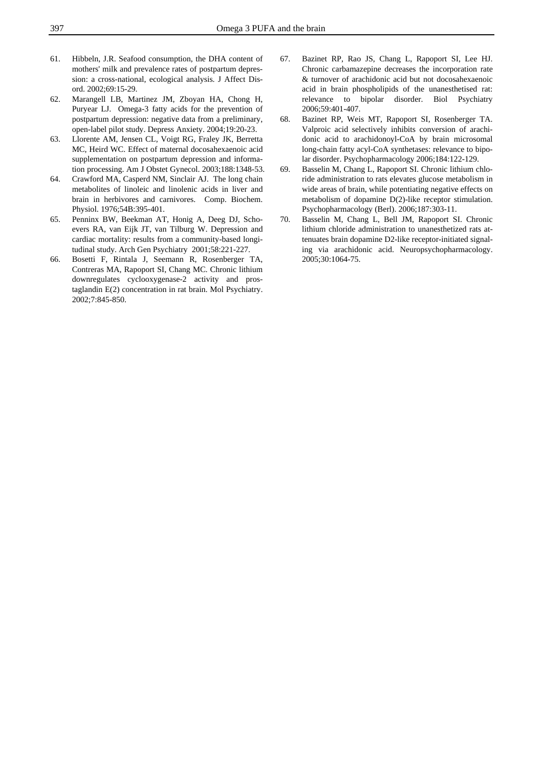61. Hibbeln, J.R. Seafood consumption, the DHA content of mothers' milk and prevalence rates of postpartum depression: a cross-national, ecological analysis. J Affect Disord. 2002;69:15-29.
62. Marangell LB, Martinez JM, Zboyan HA, Chong H, Puryear LJ. Omega-3 fatty acids for the prevention of postpartum depression: negative data from a preliminary, open-label pilot study. Depress Anxiety. 2004;19:20-23.
63. Llorente AM, Jensen CL, Voigt RG, Fraley JK, Berretta MC, Heird WC. Effect of maternal docosahexaenoic acid supplementation on postpartum depression and information processing. Am J Obstet Gynecol. 2003;188:1348-53.
64. Crawford MA, Casperd NM, Sinclair AJ. The long chain metabolites of linoleic and linolenic acids in liver and brain in herbivores and carnivores. Comp. Biochem. Physiol. 1976;54B:395-401.
65. Penninx BW, Beekman AT, Honig A, Deeg DJ, Schoevers RA, van Eijk JT, van Tilburg W. Depression and cardiac mortality: results from a community-based longitudinal study. Arch Gen Psychiatry 2001;58:221-227.
66. Bosetti F, Rintala J, Seemann R, Rosenberger TA, Contreras MA, Rapoport SI, Chang MC. Chronic lithium downregulates cyclooxygenase-2 activity and prostaglandin E(2) concentration in rat brain. Mol Psychiatry. 2002;7:845-850.
67. Bazinet RP, Rao JS, Chang L, Rapoport SI, Lee HJ. Chronic carbamazepine decreases the incorporation rate & turnover of arachidonic acid but not docosahexaenoic acid in brain phospholipids of the unanesthetised rat: relevance to bipolar disorder. Biol Psychiatry 2006;59:401-407.
68. Bazinet RP, Weis MT, Rapoport SI, Rosenberger TA. Valproic acid selectively inhibits conversion of arachidonic acid to arachidonoyl-CoA by brain microsomal long-chain fatty acyl-CoA synthetases: relevance to bipolar disorder. Psychopharmacology 2006;184:122-129.
69. Basselin M, Chang L, Rapoport SI. Chronic lithium chloride administration to rats elevates glucose metabolism in wide areas of brain, while potentiating negative effects on metabolism of dopamine D(2)-like receptor stimulation. Psychopharmacology (Berl). 2006;187:303-11.
70. Basselin M, Chang L, Bell JM, Rapoport SI. Chronic lithium chloride administration to unanesthetized rats attenuates brain dopamine D2-like receptor-initiated signaling via arachidonic acid. Neuropsychopharmacology. 2005;30:1064-75.